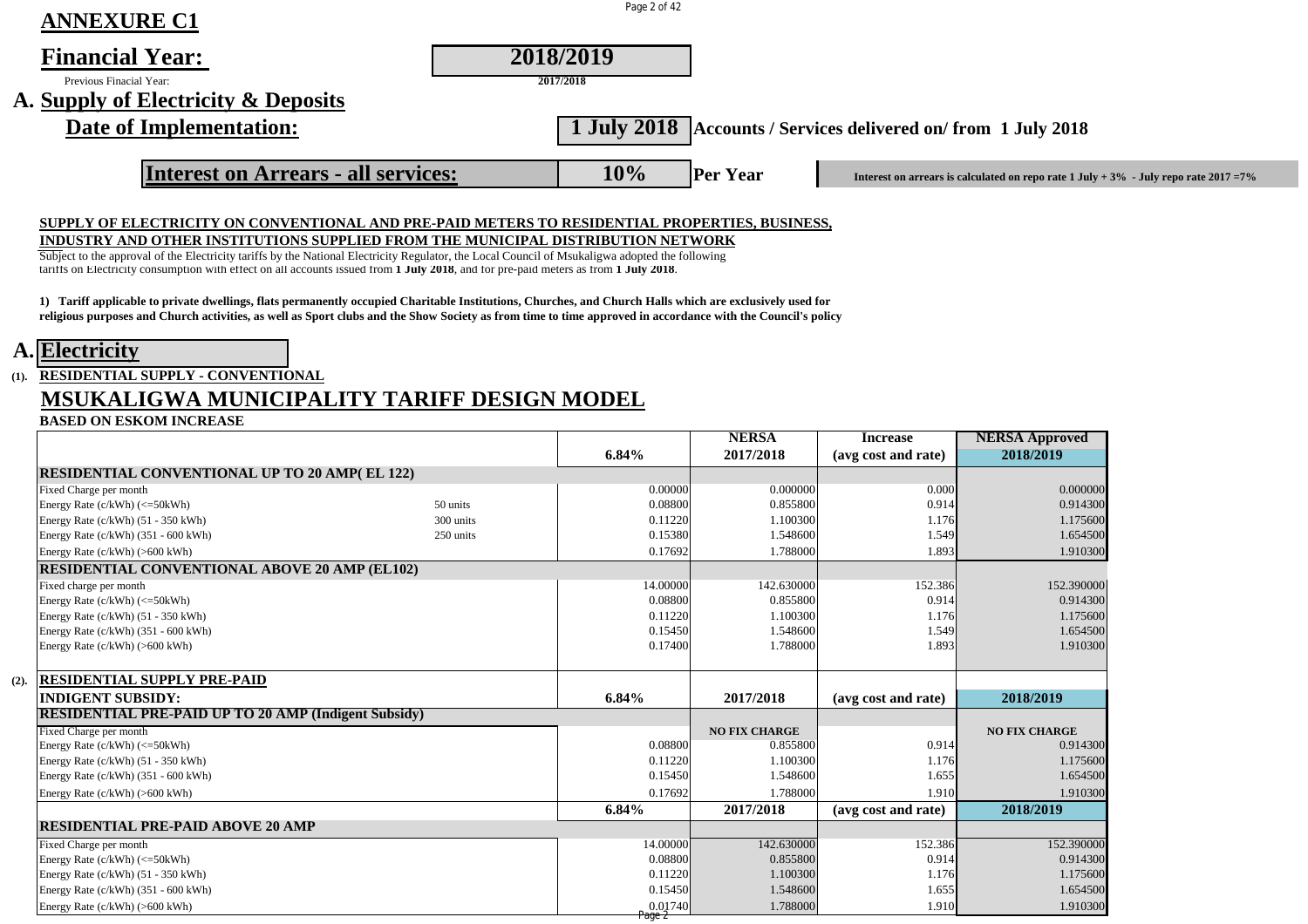## ANNEXURE C1

## Financial Year: 2018/2019

Previous Financial Year: 2017/2018

# A. Supply of Electricity & Deposits

**Date of Implementation:** **1 July 2018** **Accounts / Services delivered on/ from 1 July 2018**

**Interest on Arrears - all services:** **10%** **Per Year**

**Interest on arrears is calculated on repo rate 1 July + 3% - July repo rate 2017 =7%**

**SUPPLY OF ELECTRICITY ON CONVENTIONAL AND PRE-PAID METERS TO RESIDENTIAL PROPERTIES, BUSINESS, INDUSTRY AND OTHER INSTITUTIONS SUPPLIED FROM THE MUNICIPAL DISTRIBUTION NETWORK**

Subject to the approval of the Electricity tariffs by the National Electricity Regulator, the Local Council of Msukaligwa adopted the following tariffs on Electricity consumption with effect on all accounts issued from **1 July 2018**, and for pre-paid meters as from **1 July 2018**.

**1) Tariff applicable to private dwellings, flats permanently occupied Charitable Institutions, Churches, and Church Halls which are exclusively used for religious purposes and Church activities, as well as Sport clubs and the Show Society as from time to time approved in accordance with the Council's policy**

# A. Electricity

**(1). RESIDENTIAL SUPPLY - CONVENTIONAL**

## MSUKALIGWA MUNICIPALITY TARIFF DESIGN MODEL

**BASED ON ESKOM INCREASE**

| | | 6.84% | NERSA 2017/2018 | Increase (avg cost and rate) | NERSA Approved 2018/2019 |
|---|---|---|---|---|---|
| **RESIDENTIAL CONVENTIONAL UP TO 20 AMP( EL 122)** | | | | | |
| Fixed Charge per month | | 0.00000 | 0.000000 | 0.000 | 0.000000 |
| Energy Rate (c/kWh) (<=50kWh) | 50 units | 0.08800 | 0.855800 | 0.914 | 0.914300 |
| Energy Rate (c/kWh) (51 - 350 kWh) | 300 units | 0.11220 | 1.100300 | 1.176 | 1.175600 |
| Energy Rate (c/kWh) (351 - 600 kWh) | 250 units | 0.15380 | 1.548600 | 1.549 | 1.654500 |
| Energy Rate (c/kWh) (>600 kWh) | | 0.17692 | 1.788000 | 1.893 | 1.910300 |
| **RESIDENTIAL CONVENTIONAL ABOVE 20 AMP (EL102)** | | | | | |
| Fixed charge per month | | 14.00000 | 142.630000 | 152.386 | 152.390000 |
| Energy Rate (c/kWh) (<=50kWh) | | 0.08800 | 0.855800 | 0.914 | 0.914300 |
| Energy Rate (c/kWh) (51 - 350 kWh) | | 0.11220 | 1.100300 | 1.176 | 1.175600 |
| Energy Rate (c/kWh) (351 - 600 kWh) | | 0.15450 | 1.548600 | 1.549 | 1.654500 |
| Energy Rate (c/kWh) (>600 kWh) | | 0.17400 | 1.788000 | 1.893 | 1.910300 |

**(2). RESIDENTIAL SUPPLY PRE-PAID**

| **INDIGENT SUBSIDY:** | 6.84% | 2017/2018 | (avg cost and rate) | 2018/2019 |
|---|---|---|---|---|
| **RESIDENTIAL PRE-PAID UP TO 20 AMP (Indigent Subsidy)** | | | | |
| Fixed Charge per month | | NO FIX CHARGE | | NO FIX CHARGE |
| Energy Rate (c/kWh) (<=50kWh) | 0.08800 | 0.855800 | 0.914 | 0.914300 |
| Energy Rate (c/kWh) (51 - 350 kWh) | 0.11220 | 1.100300 | 1.176 | 1.175600 |
| Energy Rate (c/kWh) (351 - 600 kWh) | 0.15450 | 1.548600 | 1.655 | 1.654500 |
| Energy Rate (c/kWh) (>600 kWh) | 0.17692 | 1.788000 | 1.910 | 1.910300 |
| | **6.84%** | **2017/2018** | **(avg cost and rate)** | **2018/2019** |
| **RESIDENTIAL PRE-PAID ABOVE 20 AMP** | | | | |
| Fixed Charge per month | 14.00000 | 142.630000 | 152.386 | 152.390000 |
| Energy Rate (c/kWh) (<=50kWh) | 0.08800 | 0.855800 | 0.914 | 0.914300 |
| Energy Rate (c/kWh) (51 - 350 kWh) | 0.11220 | 1.100300 | 1.176 | 1.175600 |
| Energy Rate (c/kWh) (351 - 600 kWh) | 0.15450 | 1.548600 | 1.655 | 1.654500 |
| Energy Rate (c/kWh) (>600 kWh) | 0.01740 | 1.788000 | 1.910 | 1.910300 |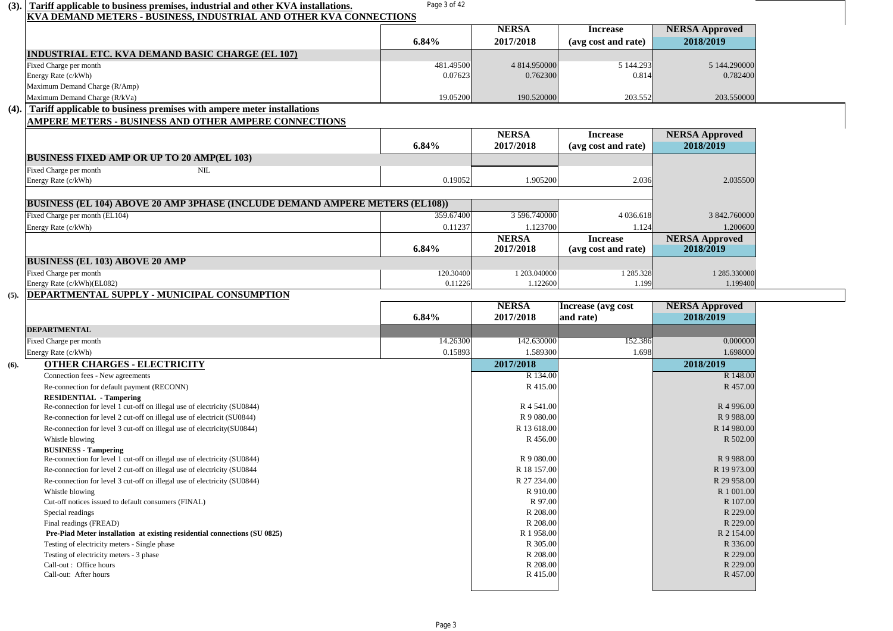## (3). Tariff applicable to business premises, industrial and other KVA installations.

### KVA DEMAND METERS - BUSINESS, INDUSTRIAL AND OTHER KVA CONNECTIONS

| | 6.84% | NERSA 2017/2018 | Increase (avg cost and rate) | NERSA Approved 2018/2019 |
|---|---|---|---|---|
| **INDUSTRIAL ETC. KVA DEMAND BASIC CHARGE (EL 107)** | | | | |
| Fixed Charge per month | 481.49500 | 4 814.950000 | 5 144.293 | 5 144.290000 |
| Energy Rate (c/kWh) | 0.07623 | 0.762300 | 0.814 | 0.782400 |
| Maximum Demand Charge (R/Amp) | | | | |
| Maximum Demand Charge (R/kVa) | 19.05200 | 190.520000 | 203.552 | 203.550000 |

## (4). Tariff applicable to business premises with ampere meter installations

### AMPERE METERS - BUSINESS AND OTHER AMPERE CONNECTIONS

| | 6.84% | NERSA 2017/2018 | Increase (avg cost and rate) | NERSA Approved 2018/2019 |
|---|---|---|---|---|
| **BUSINESS FIXED AMP OR UP TO 20 AMP(EL 103)** | | | | |
| Fixed Charge per month NIL | | | | |
| Energy Rate (c/kWh) | 0.19052 | 1.905200 | 2.036 | 2.035500 |
| **BUSINESS (EL 104) ABOVE 20 AMP 3PHASE (INCLUDE DEMAND AMPERE METERS (EL108))** | | | | |
| Fixed Charge per month (EL104) | 359.67400 | 3 596.740000 | 4 036.618 | 3 842.760000 |
| Energy Rate (c/kWh) | 0.11237 | 1.123700 | 1.124 | 1.200600 |

| | 6.84% | NERSA 2017/2018 | Increase (avg cost and rate) | NERSA Approved 2018/2019 |
|---|---|---|---|---|
| **BUSINESS (EL 103) ABOVE 20 AMP** | | | | |
| Fixed Charge per month | 120.30400 | 1 203.040000 | 1 285.328 | 1 285.330000 |
| Energy Rate (c/kWh)(EL082) | 0.11226 | 1.122600 | 1.199 | 1.199400 |

## (5). DEPARTMENTAL SUPPLY - MUNICIPAL CONSUMPTION

| | 6.84% | NERSA 2017/2018 | Increase (avg cost and rate) | NERSA Approved 2018/2019 |
|---|---|---|---|---|
| **DEPARTMENTAL** | | | | |
| Fixed Charge per month | 14.26300 | 142.630000 | 152.386 | 0.000000 |
| Energy Rate (c/kWh) | 0.15893 | 1.589300 | 1.698 | 1.698000 |

## (6). OTHER CHARGES - ELECTRICITY

| | 2017/2018 | 2018/2019 |
|---|---|---|
| Connection fees - New agreements | R 134.00 | R 148.00 |
| Re-connection for default payment (RECONN) | R 415.00 | R 457.00 |
| **RESIDENTIAL - Tampering** | | |
| Re-connection for level 1 cut-off on illegal use of electricity (SU0844) | R 4 541.00 | R 4 996.00 |
| Re-connection for level 2 cut-off on illegal use of electricit (SU0844) | R 9 080.00 | R 9 988.00 |
| Re-connection for level 3 cut-off on illegal use of electricity(SU0844) | R 13 618.00 | R 14 980.00 |
| Whistle blowing | R 456.00 | R 502.00 |
| **BUSINESS - Tampering** | | |
| Re-connection for level 1 cut-off on illegal use of electricity (SU0844) | R 9 080.00 | R 9 988.00 |
| Re-connection for level 2 cut-off on illegal use of electricity (SU0844 | R 18 157.00 | R 19 973.00 |
| Re-connection for level 3 cut-off on illegal use of electricity (SU0844) | R 27 234.00 | R 29 958.00 |
| Whistle blowing | R 910.00 | R 1 001.00 |
| Cut-off notices issued to default consumers (FINAL) | R 97.00 | R 107.00 |
| Special readings | R 208.00 | R 229.00 |
| Final readings (FREAD) | R 208.00 | R 229.00 |
| **Pre-Piad Meter installation at existing residential connections (SU 0825)** | R 1 958.00 | R 2 154.00 |
| Testing of electricity meters - Single phase | R 305.00 | R 336.00 |
| Testing of electricity meters - 3 phase | R 208.00 | R 229.00 |
| Call-out : Office hours | R 208.00 | R 229.00 |
| Call-out: After hours | R 415.00 | R 457.00 |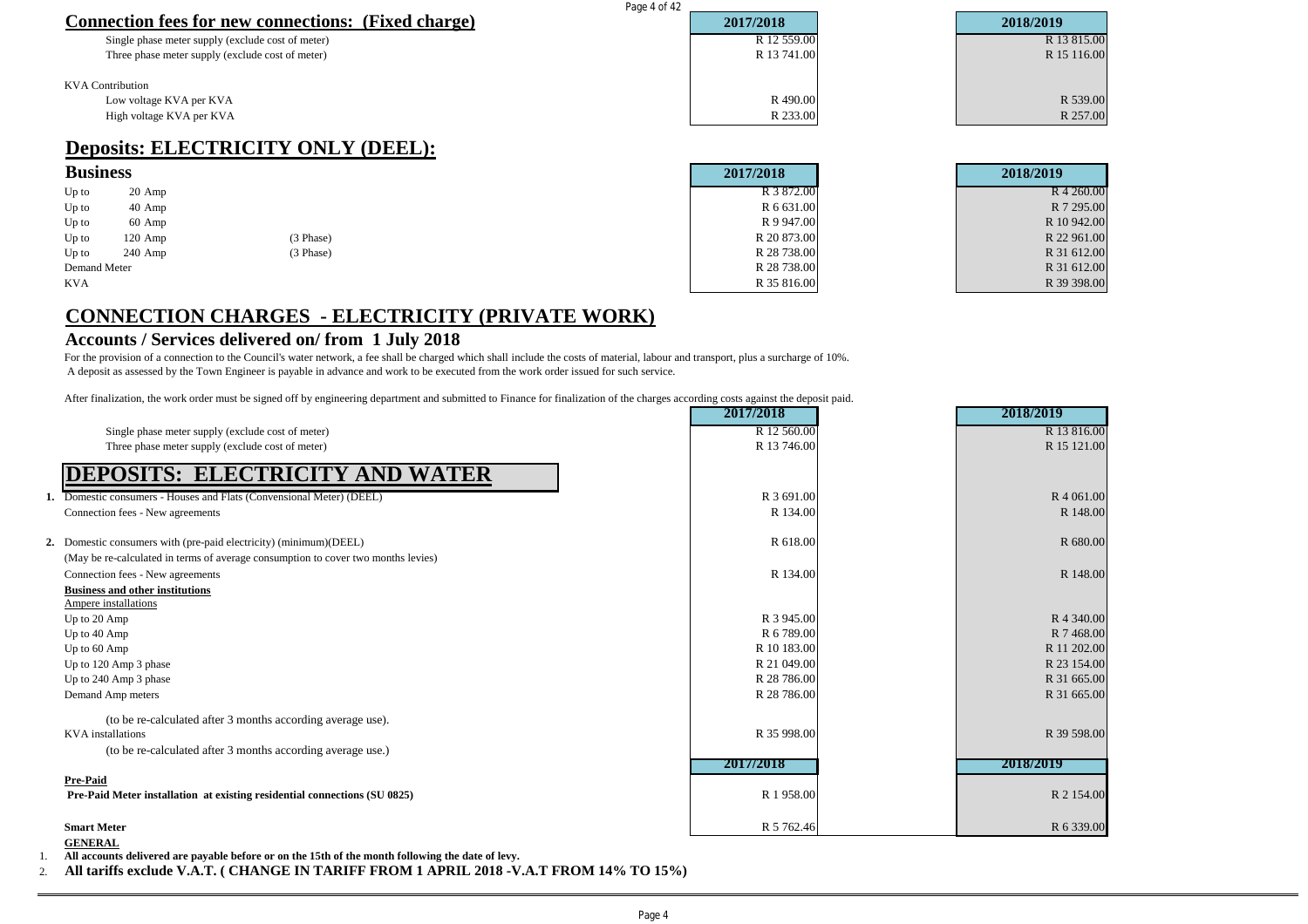## Connection fees for new connections: (Fixed charge)

| | 2017/2018 | 2018/2019 |
|---|---|---|
| Single phase meter supply (exclude cost of meter) | R 12 559.00 | R 13 815.00 |
| Three phase meter supply (exclude cost of meter) | R 13 741.00 | R 15 116.00 |
| KVA Contribution | | |
| Low voltage KVA per KVA | R 490.00 | R 539.00 |
| High voltage KVA per KVA | R 233.00 | R 257.00 |

## Deposits: ELECTRICITY ONLY (DEEL):

### Business

| Business | | | 2017/2018 | 2018/2019 |
|---|---|---|---|---|
| Up to | 20 Amp | | R 3 872.00 | R 4 260.00 |
| Up to | 40 Amp | | R 6 631.00 | R 7 295.00 |
| Up to | 60 Amp | | R 9 947.00 | R 10 942.00 |
| Up to | 120 Amp | (3 Phase) | R 20 873.00 | R 22 961.00 |
| Up to | 240 Amp | (3 Phase) | R 28 738.00 | R 31 612.00 |
| Demand Meter | | | R 28 738.00 | R 31 612.00 |
| KVA | | | R 35 816.00 | R 39 398.00 |

## CONNECTION CHARGES - ELECTRICITY (PRIVATE WORK)

### Accounts / Services delivered on/ from 1 July 2018

For the provision of a connection to the Council's water network, a fee shall be charged which shall include the costs of material, labour and transport, plus a surcharge of 10%.
A deposit as assessed by the Town Engineer is payable in advance and work to be executed from the work order issued for such service.

After finalization, the work order must be signed off by engineering department and submitted to Finance for finalization of the charges according costs against the deposit paid.

| | 2017/2018 | 2018/2019 |
|---|---|---|
| Single phase meter supply (exclude cost of meter) | R 12 560.00 | R 13 816.00 |
| Three phase meter supply (exclude cost of meter) | R 13 746.00 | R 15 121.00 |

## DEPOSITS: ELECTRICITY AND WATER

| | 2017/2018 | 2018/2019 |
|---|---|---|
| 1. Domestic consumers - Houses and Flats (Convensional Meter) (DEEL) | R 3 691.00 | R 4 061.00 |
| Connection fees - New agreements | R 134.00 | R 148.00 |
| 2. Domestic consumers with (pre-paid electricity) (minimum)(DEEL) | R 618.00 | R 680.00 |
| (May be re-calculated in terms of average consumption to cover two months levies) | | |
| Connection fees - New agreements | R 134.00 | R 148.00 |
| **Business and other institutions** | | |
| Ampere installations | | |
| Up to 20 Amp | R 3 945.00 | R 4 340.00 |
| Up to 40 Amp | R 6 789.00 | R 7 468.00 |
| Up to 60 Amp | R 10 183.00 | R 11 202.00 |
| Up to 120 Amp 3 phase | R 21 049.00 | R 23 154.00 |
| Up to 240 Amp 3 phase | R 28 786.00 | R 31 665.00 |
| Demand Amp meters | R 28 786.00 | R 31 665.00 |
| (to be re-calculated after 3 months according average use). | | |
| KVA installations | R 35 998.00 | R 39 598.00 |
| (to be re-calculated after 3 months according average use.) | | |

| | 2017/2018 | 2018/2019 |
|---|---|---|
| **Pre-Paid** | | |
| **Pre-Paid Meter installation at existing residential connections (SU 0825)** | R 1 958.00 | R 2 154.00 |
| **Smart Meter** | R 5 762.46 | R 6 339.00 |

**GENERAL**

1. **All accounts delivered are payable before or on the 15th of the month following the date of levy.**
2. **All tariffs exclude V.A.T. ( CHANGE IN TARIFF FROM 1 APRIL 2018 -V.A.T FROM 14% TO 15%)**